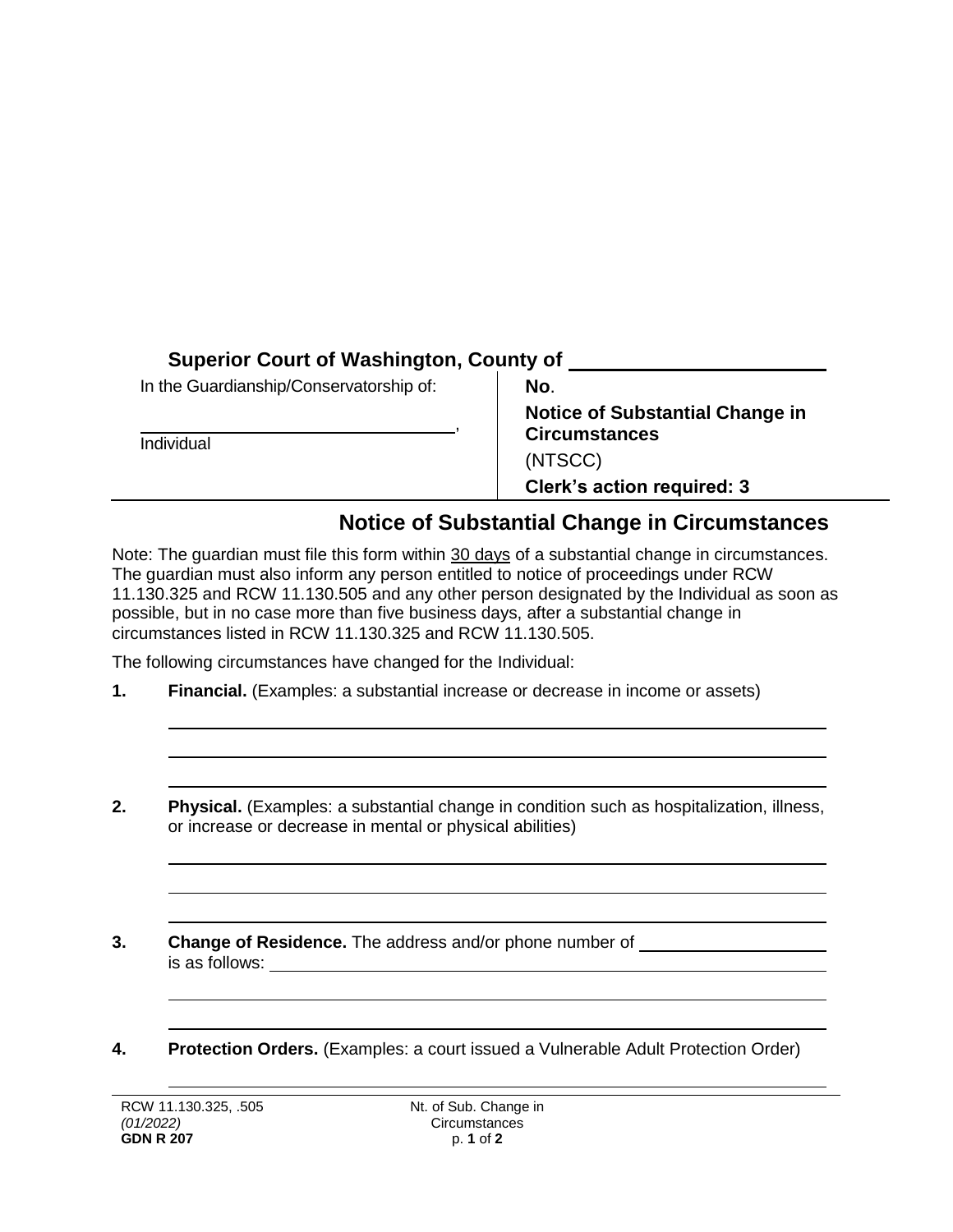**Superior Court of Washington, County of** ______________________

| In the Guardianship/Conservatorship of: | **No**. |
| --- | --- |
| ______________________________, | **Notice of Substantial Change in Circumstances** |
| Individual | (NTSCC) |
| | **Clerk's action required: 3** |

## Notice of Substantial Change in Circumstances

Note: The guardian must file this form within 30 days of a substantial change in circumstances. The guardian must also inform any person entitled to notice of proceedings under RCW 11.130.325 and RCW 11.130.505 and any other person designated by the Individual as soon as possible, but in no case more than five business days, after a substantial change in circumstances listed in RCW 11.130.325 and RCW 11.130.505.

The following circumstances have changed for the Individual:

**1. Financial.** (Examples: a substantial increase or decrease in income or assets)

______________________________________________________________________

______________________________________________________________________

______________________________________________________________________

**2. Physical.** (Examples: a substantial change in condition such as hospitalization, illness, or increase or decrease in mental or physical abilities)

______________________________________________________________________

______________________________________________________________________

______________________________________________________________________

**3. Change of Residence.** The address and/or phone number of ____________________ is as follows: ______________________________________________________

______________________________________________________________________

______________________________________________________________________

**4. Protection Orders.** (Examples: a court issued a Vulnerable Adult Protection Order)

______________________________________________________________________

RCW 11.130.325, .505
*(01/2022)*
**GDN R 207**

Nt. of Sub. Change in Circumstances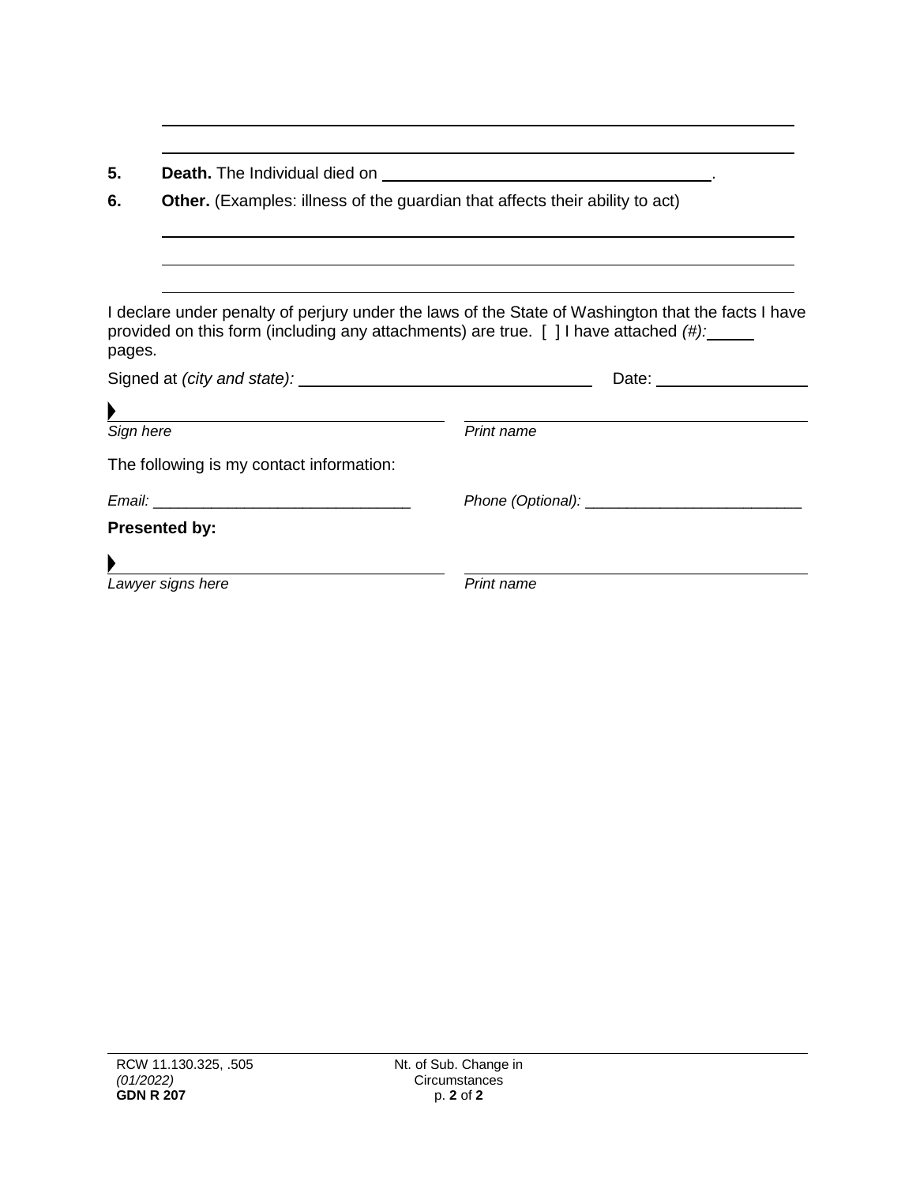______________________________________________________________________

______________________________________________________________________

**5.** **Death.** The Individual died on ____________________________________.

**6.** **Other.** (Examples: illness of the guardian that affects their ability to act)

______________________________________________________________________

______________________________________________________________________

______________________________________________________________________

I declare under penalty of perjury under the laws of the State of Washington that the facts I have provided on this form (including any attachments) are true. [ ] I have attached *(#):* _____ pages.

Signed at *(city and state):* ________________________________ Date: ________________

| | |
|---|---|
| ________________________________ | ________________________________ |
| *Sign here* | *Print name* |

The following is my contact information:

*Email:* _______________________________ *Phone (Optional):* __________________________

**Presented by:**

| | |
|---|---|
| ________________________________ | ________________________________ |
| *Lawyer signs here* | *Print name* |